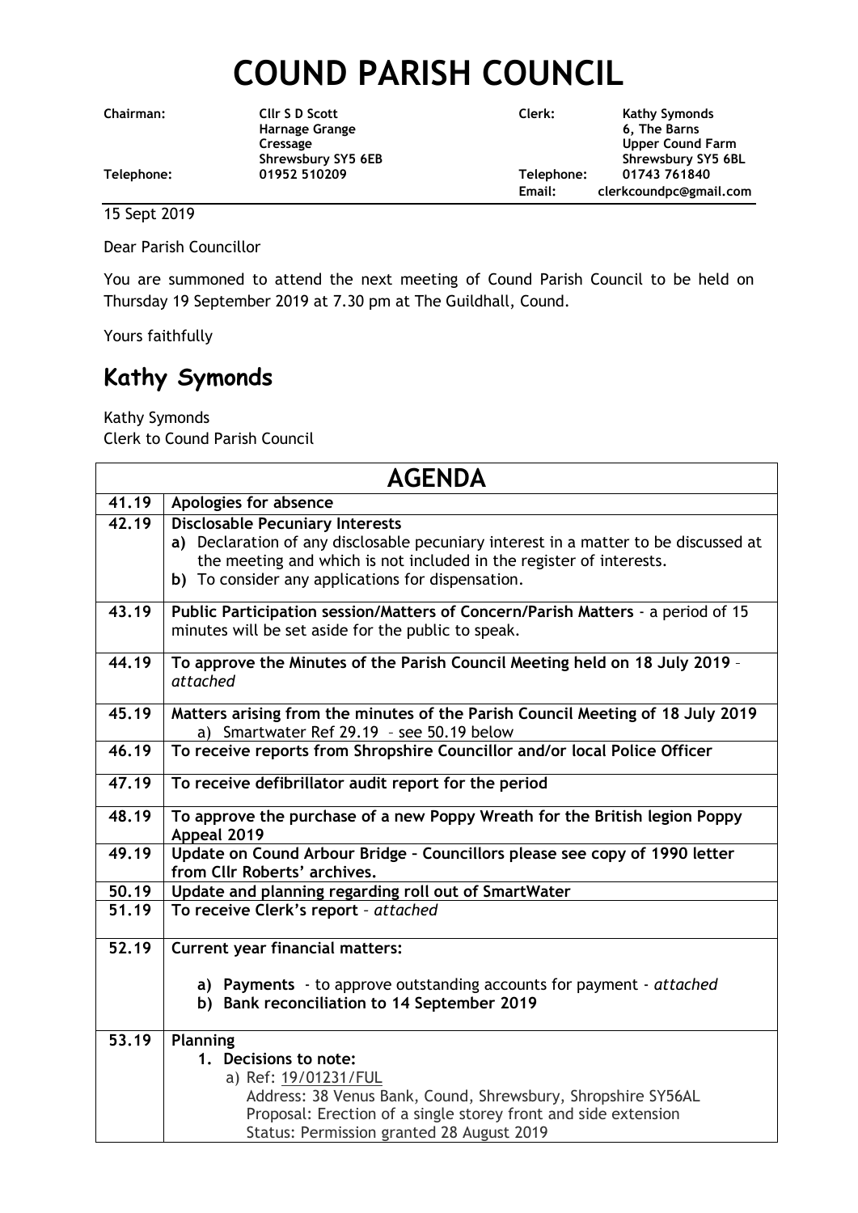# COUND PARISH COUNCIL

| | | | |
|---|---|---|---|
| **Chairman:** | **Cllr S D Scott** | **Clerk:** | **Kathy Symonds** |
| | **Harnage Grange** | | **6, The Barns** |
| | **Cressage** | | **Upper Cound Farm** |
| | **Shrewsbury SY5 6EB** | | **Shrewsbury SY5 6BL** |
| **Telephone:** | **01952 510209** | **Telephone:** | **01743 761840** |
| | | **Email:** | **clerkcoundpc@gmail.com** |

15 Sept 2019

Dear Parish Councillor

You are summoned to attend the next meeting of Cound Parish Council to be held on Thursday 19 September 2019 at 7.30 pm at The Guildhall, Cound.

Yours faithfully

## Kathy Symonds

Kathy Symonds
Clerk to Cound Parish Council

| **AGENDA** | |
|---|---|
| **41.19** | **Apologies for absence** |
| **42.19** | **Disclosable Pecuniary Interests**<br>**a)** Declaration of any disclosable pecuniary interest in a matter to be discussed at the meeting and which is not included in the register of interests.<br>**b)** To consider any applications for dispensation. |
| **43.19** | **Public Participation session/Matters of Concern/Parish Matters** - a period of 15 minutes will be set aside for the public to speak. |
| **44.19** | **To approve the Minutes of the Parish Council Meeting held on 18 July 2019** – *attached* |
| **45.19** | **Matters arising from the minutes of the Parish Council Meeting of 18 July 2019**<br>a) Smartwater Ref 29.19 – see 50.19 below |
| **46.19** | **To receive reports from Shropshire Councillor and/or local Police Officer** |
| **47.19** | **To receive defibrillator audit report for the period** |
| **48.19** | **To approve the purchase of a new Poppy Wreath for the British legion Poppy Appeal 2019** |
| **49.19** | **Update on Cound Arbour Bridge – Councillors please see copy of 1990 letter from Cllr Roberts' archives.** |
| **50.19** | **Update and planning regarding roll out of SmartWater** |
| **51.19** | **To receive Clerk's report** – *attached* |
| **52.19** | **Current year financial matters:**<br><br>**a) Payments** - to approve outstanding accounts for payment - *attached*<br>**b) Bank reconciliation to 14 September 2019** |
| **53.19** | **Planning**<br>**1. Decisions to note:**<br>a) Ref: 19/01231/FUL<br>Address: 38 Venus Bank, Cound, Shrewsbury, Shropshire SY56AL<br>Proposal: Erection of a single storey front and side extension<br>Status: Permission granted 28 August 2019 |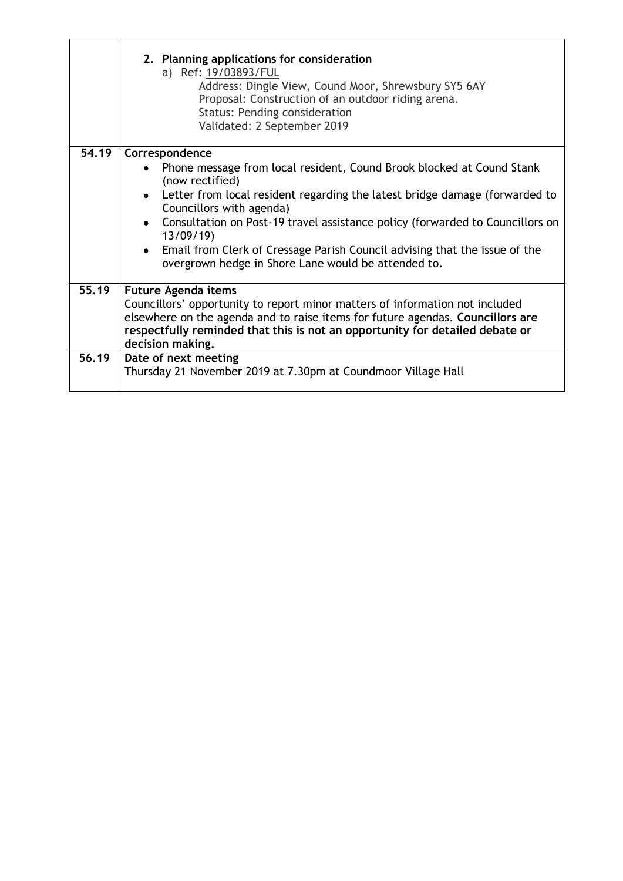| | |
|---|---|
| | **2. Planning applications for consideration**<br>a) Ref: 19/03893/FUL<br>Address: Dingle View, Cound Moor, Shrewsbury SY5 6AY<br>Proposal: Construction of an outdoor riding arena.<br>Status: Pending consideration<br>Validated: 2 September 2019 |
| **54.19** | **Correspondence**<br>• Phone message from local resident, Cound Brook blocked at Cound Stank (now rectified)<br>• Letter from local resident regarding the latest bridge damage (forwarded to Councillors with agenda)<br>• Consultation on Post-19 travel assistance policy (forwarded to Councillors on 13/09/19)<br>• Email from Clerk of Cressage Parish Council advising that the issue of the overgrown hedge in Shore Lane would be attended to. |
| **55.19** | **Future Agenda items**<br>Councillors' opportunity to report minor matters of information not included elsewhere on the agenda and to raise items for future agendas. **Councillors are respectfully reminded that this is not an opportunity for detailed debate or decision making.** |
| **56.19** | **Date of next meeting**<br>Thursday 21 November 2019 at 7.30pm at Coundmoor Village Hall |